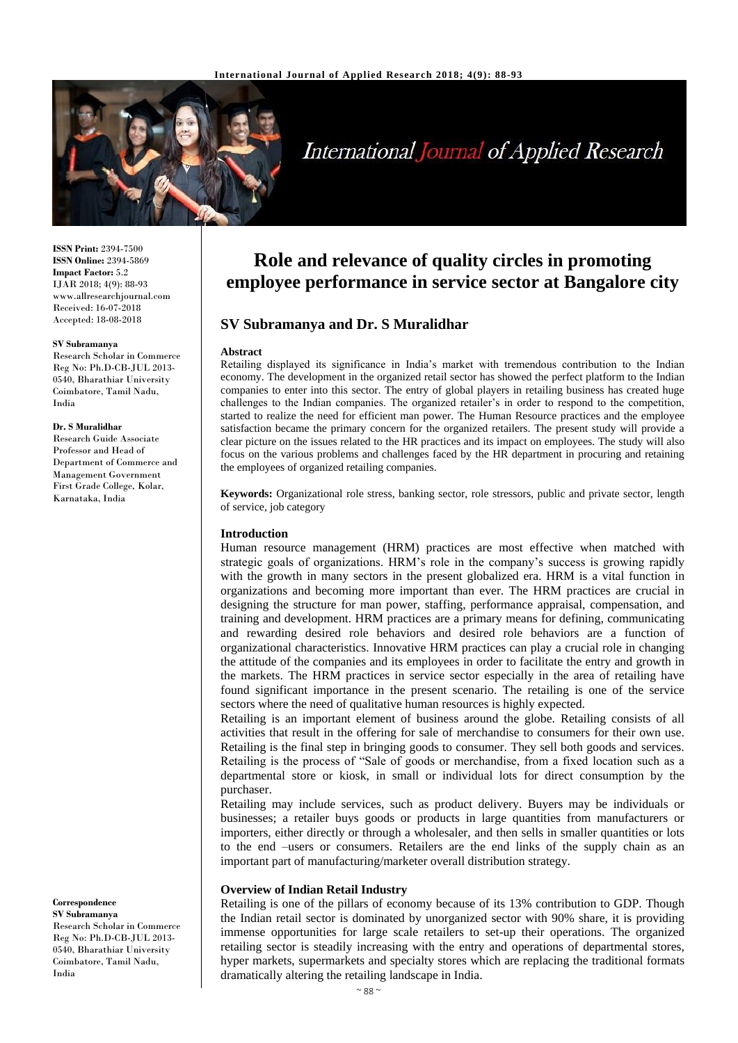**ISSN Print:** 2394-7500
**ISSN Online:** 2394-5869
**Impact Factor:** 5.2
IJAR 2018; 4(9): 88-93
www.allresearchjournal.com
Received: 16-07-2018
Accepted: 18-08-2018

**SV Subramanya**
Research Scholar in Commerce Reg No: Ph.D-CB-JUL 2013-0540, Bharathiar University Coimbatore, Tamil Nadu, India

**Dr. S Muralidhar**
Research Guide Associate Professor and Head of Department of Commerce and Management Government First Grade College, Kolar, Karnataka, India

**Correspondence**
**SV Subramanya**
Research Scholar in Commerce Reg No: Ph.D-CB-JUL 2013-0540, Bharathiar University Coimbatore, Tamil Nadu, India

# Role and relevance of quality circles in promoting employee performance in service sector at Bangalore city

## SV Subramanya and Dr. S Muralidhar

**Abstract**

Retailing displayed its significance in India's market with tremendous contribution to the Indian economy. The development in the organized retail sector has showed the perfect platform to the Indian companies to enter into this sector. The entry of global players in retailing business has created huge challenges to the Indian companies. The organized retailer's in order to respond to the competition, started to realize the need for efficient man power. The Human Resource practices and the employee satisfaction became the primary concern for the organized retailers. The present study will provide a clear picture on the issues related to the HR practices and its impact on employees. The study will also focus on the various problems and challenges faced by the HR department in procuring and retaining the employees of organized retailing companies.

**Keywords:** Organizational role stress, banking sector, role stressors, public and private sector, length of service, job category

### Introduction

Human resource management (HRM) practices are most effective when matched with strategic goals of organizations. HRM's role in the company's success is growing rapidly with the growth in many sectors in the present globalized era. HRM is a vital function in organizations and becoming more important than ever. The HRM practices are crucial in designing the structure for man power, staffing, performance appraisal, compensation, and training and development. HRM practices are a primary means for defining, communicating and rewarding desired role behaviors and desired role behaviors are a function of organizational characteristics. Innovative HRM practices can play a crucial role in changing the attitude of the companies and its employees in order to facilitate the entry and growth in the markets. The HRM practices in service sector especially in the area of retailing have found significant importance in the present scenario. The retailing is one of the service sectors where the need of qualitative human resources is highly expected.

Retailing is an important element of business around the globe. Retailing consists of all activities that result in the offering for sale of merchandise to consumers for their own use. Retailing is the final step in bringing goods to consumer. They sell both goods and services. Retailing is the process of "Sale of goods or merchandise, from a fixed location such as a departmental store or kiosk, in small or individual lots for direct consumption by the purchaser.

Retailing may include services, such as product delivery. Buyers may be individuals or businesses; a retailer buys goods or products in large quantities from manufacturers or importers, either directly or through a wholesaler, and then sells in smaller quantities or lots to the end –users or consumers. Retailers are the end links of the supply chain as an important part of manufacturing/marketer overall distribution strategy.

### Overview of Indian Retail Industry

Retailing is one of the pillars of economy because of its 13% contribution to GDP. Though the Indian retail sector is dominated by unorganized sector with 90% share, it is providing immense opportunities for large scale retailers to set-up their operations. The organized retailing sector is steadily increasing with the entry and operations of departmental stores, hyper markets, supermarkets and specialty stores which are replacing the traditional formats dramatically altering the retailing landscape in India.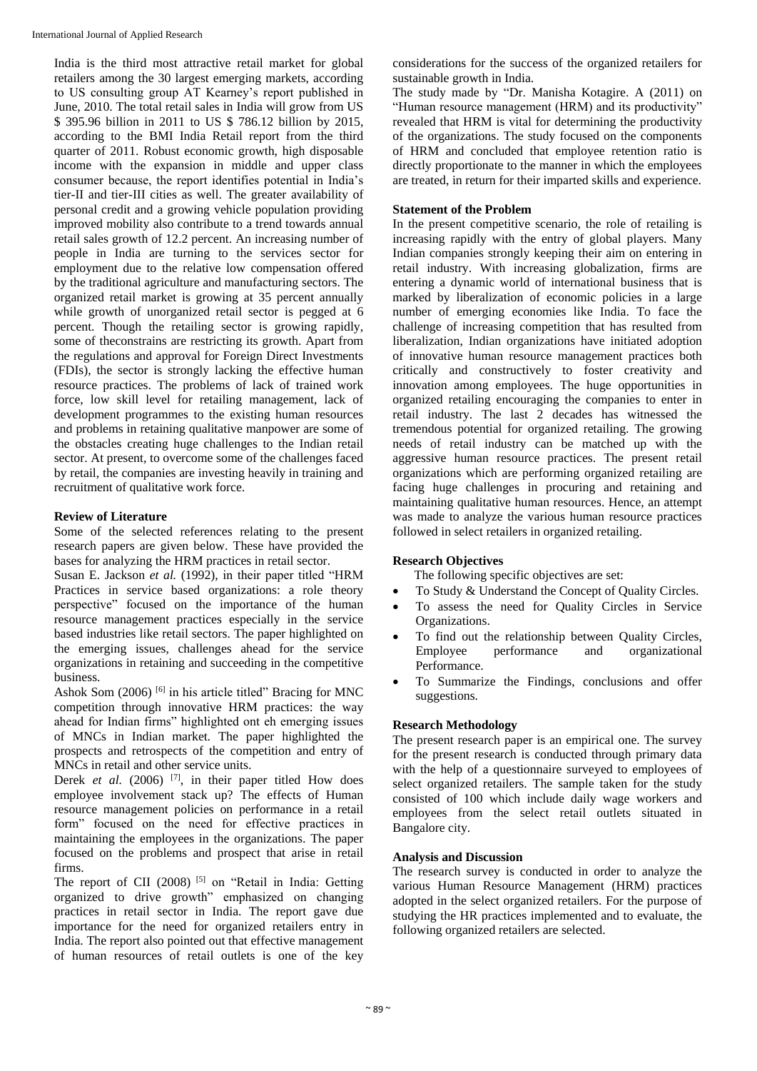India is the third most attractive retail market for global retailers among the 30 largest emerging markets, according to US consulting group AT Kearney's report published in June, 2010. The total retail sales in India will grow from US $ 395.96 billion in 2011 to US $ 786.12 billion by 2015, according to the BMI India Retail report from the third quarter of 2011. Robust economic growth, high disposable income with the expansion in middle and upper class consumer because, the report identifies potential in India's tier-II and tier-III cities as well. The greater availability of personal credit and a growing vehicle population providing improved mobility also contribute to a trend towards annual retail sales growth of 12.2 percent. An increasing number of people in India are turning to the services sector for employment due to the relative low compensation offered by the traditional agriculture and manufacturing sectors. The organized retail market is growing at 35 percent annually while growth of unorganized retail sector is pegged at 6 percent. Though the retailing sector is growing rapidly, some of theconstrains are restricting its growth. Apart from the regulations and approval for Foreign Direct Investments (FDIs), the sector is strongly lacking the effective human resource practices. The problems of lack of trained work force, low skill level for retailing management, lack of development programmes to the existing human resources and problems in retaining qualitative manpower are some of the obstacles creating huge challenges to the Indian retail sector. At present, to overcome some of the challenges faced by retail, the companies are investing heavily in training and recruitment of qualitative work force.

## Review of Literature

Some of the selected references relating to the present research papers are given below. These have provided the bases for analyzing the HRM practices in retail sector.

Susan E. Jackson *et al.* (1992), in their paper titled "HRM Practices in service based organizations: a role theory perspective" focused on the importance of the human resource management practices especially in the service based industries like retail sectors. The paper highlighted on the emerging issues, challenges ahead for the service organizations in retaining and succeeding in the competitive business.

Ashok Som (2006) [6] in his article titled" Bracing for MNC competition through innovative HRM practices: the way ahead for Indian firms" highlighted ont eh emerging issues of MNCs in Indian market. The paper highlighted the prospects and retrospects of the competition and entry of MNCs in retail and other service units.

Derek *et al.* (2006) [7], in their paper titled How does employee involvement stack up? The effects of Human resource management policies on performance in a retail form" focused on the need for effective practices in maintaining the employees in the organizations. The paper focused on the problems and prospect that arise in retail firms.

The report of CII (2008) [5] on "Retail in India: Getting organized to drive growth" emphasized on changing practices in retail sector in India. The report gave due importance for the need for organized retailers entry in India. The report also pointed out that effective management of human resources of retail outlets is one of the key considerations for the success of the organized retailers for sustainable growth in India.

The study made by "Dr. Manisha Kotagire. A (2011) on "Human resource management (HRM) and its productivity" revealed that HRM is vital for determining the productivity of the organizations. The study focused on the components of HRM and concluded that employee retention ratio is directly proportionate to the manner in which the employees are treated, in return for their imparted skills and experience.

## Statement of the Problem

In the present competitive scenario, the role of retailing is increasing rapidly with the entry of global players. Many Indian companies strongly keeping their aim on entering in retail industry. With increasing globalization, firms are entering a dynamic world of international business that is marked by liberalization of economic policies in a large number of emerging economies like India. To face the challenge of increasing competition that has resulted from liberalization, Indian organizations have initiated adoption of innovative human resource management practices both critically and constructively to foster creativity and innovation among employees. The huge opportunities in organized retailing encouraging the companies to enter in retail industry. The last 2 decades has witnessed the tremendous potential for organized retailing. The growing needs of retail industry can be matched up with the aggressive human resource practices. The present retail organizations which are performing organized retailing are facing huge challenges in procuring and retaining and maintaining qualitative human resources. Hence, an attempt was made to analyze the various human resource practices followed in select retailers in organized retailing.

## Research Objectives

The following specific objectives are set:

- To Study & Understand the Concept of Quality Circles.
- To assess the need for Quality Circles in Service Organizations.
- To find out the relationship between Quality Circles, Employee performance and organizational Performance.
- To Summarize the Findings, conclusions and offer suggestions.

## Research Methodology

The present research paper is an empirical one. The survey for the present research is conducted through primary data with the help of a questionnaire surveyed to employees of select organized retailers. The sample taken for the study consisted of 100 which include daily wage workers and employees from the select retail outlets situated in Bangalore city.

## Analysis and Discussion

The research survey is conducted in order to analyze the various Human Resource Management (HRM) practices adopted in the select organized retailers. For the purpose of studying the HR practices implemented and to evaluate, the following organized retailers are selected.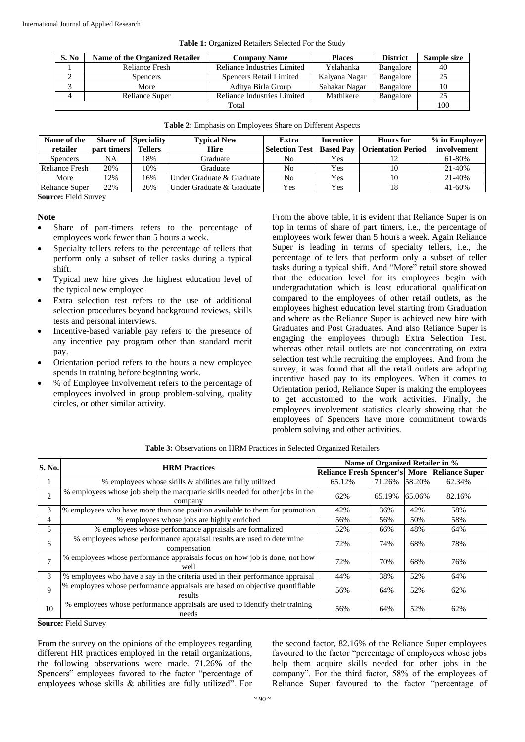**Table 1:** Organized Retailers Selected For the Study

| S. No | Name of the Organized Retailer | Company Name | Places | District | Sample size |
|---|---|---|---|---|---|
| 1 | Reliance Fresh | Reliance Industries Limited | Yelahanka | Bangalore | 40 |
| 2 | Spencers | Spencers Retail Limited | Kalyana Nagar | Bangalore | 25 |
| 3 | More | Aditya Birla Group | Sahakar Nagar | Bangalore | 10 |
| 4 | Reliance Super | Reliance Industries Limited | Mathikere | Bangalore | 25 |
| Total | | | | | 100 |

**Table 2:** Emphasis on Employees Share on Different Aspects

| Name of the retailer | Share of part timers | Speciality Tellers | Typical New Hire | Extra Selection Test | Incentive Based Pay | Hours for Orientation Period | % in Employee involvement |
|---|---|---|---|---|---|---|---|
| Spencers | NA | 18% | Graduate | No | Yes | 12 | 61-80% |
| Reliance Fresh | 20% | 10% | Graduate | No | Yes | 10 | 21-40% |
| More | 12% | 16% | Under Graduate & Graduate | No | Yes | 10 | 21-40% |
| Reliance Super | 22% | 26% | Under Graduate & Graduate | Yes | Yes | 18 | 41-60% |

**Source:** Field Survey

**Note**

- Share of part-timers refers to the percentage of employees work fewer than 5 hours a week.
- Specialty tellers refers to the percentage of tellers that perform only a subset of teller tasks during a typical shift.
- Typical new hire gives the highest education level of the typical new employee
- Extra selection test refers to the use of additional selection procedures beyond background reviews, skills tests and personal interviews.
- Incentive-based variable pay refers to the presence of any incentive pay program other than standard merit pay.
- Orientation period refers to the hours a new employee spends in training before beginning work.
- % of Employee Involvement refers to the percentage of employees involved in group problem-solving, quality circles, or other similar activity.

From the above table, it is evident that Reliance Super is on top in terms of share of part timers, i.e., the percentage of employees work fewer than 5 hours a week. Again Reliance Super is leading in terms of specialty tellers, i.e., the percentage of tellers that perform only a subset of teller tasks during a typical shift. And "More" retail store showed that the education level for its employees begin with undergradutation which is least educational qualification compared to the employees of other retail outlets, as the employees highest education level starting from Graduation and where as the Reliance Super is achieved new hire with Graduates and Post Graduates. And also Reliance Super is engaging the employees through Extra Selection Test. whereas other retail outlets are not concentrating on extra selection test while recruiting the employees. And from the survey, it was found that all the retail outlets are adopting incentive based pay to its employees. When it comes to Orientation period, Reliance Super is making the employees to get accustomed to the work activities. Finally, the employees involvement statistics clearly showing that the employees of Spencers have more commitment towards problem solving and other activities.

**Table 3:** Observations on HRM Practices in Selected Organized Retailers

| S. No. | HRM Practices | Name of Organized Retailer in % | | | |
|---|---|---|---|---|---|
| | | Reliance Fresh | Spencer's | More | Reliance Super |
| 1 | % employees whose skills & abilities are fully utilized | 65.12% | 71.26% | 58.20% | 62.34% |
| 2 | % employees whose job shelp the macquarie skills needed for other jobs in the company | 62% | 65.19% | 65.06% | 82.16% |
| 3 | % employees who have more than one position available to them for promotion | 42% | 36% | 42% | 58% |
| 4 | % employees whose jobs are highly enriched | 56% | 56% | 50% | 58% |
| 5 | % employees whose performance appraisals are formalized | 52% | 66% | 48% | 64% |
| 6 | % employees whose performance appraisal results are used to determine compensation | 72% | 74% | 68% | 78% |
| 7 | % employees whose performance appraisals focus on how job is done, not how well | 72% | 70% | 68% | 76% |
| 8 | % employees who have a say in the criteria used in their performance appraisal | 44% | 38% | 52% | 64% |
| 9 | % employees whose performance appraisals are based on objective quantifiable results | 56% | 64% | 52% | 62% |
| 10 | % employees whose performance appraisals are used to identify their training needs | 56% | 64% | 52% | 62% |

**Source:** Field Survey

From the survey on the opinions of the employees regarding different HR practices employed in the retail organizations, the following observations were made. 71.26% of the Spencers" employees favored to the factor "percentage of employees whose skills & abilities are fully utilized". For the second factor, 82.16% of the Reliance Super employees favoured to the factor "percentage of employees whose jobs help them acquire skills needed for other jobs in the company". For the third factor, 58% of the employees of Reliance Super favoured to the factor "percentage of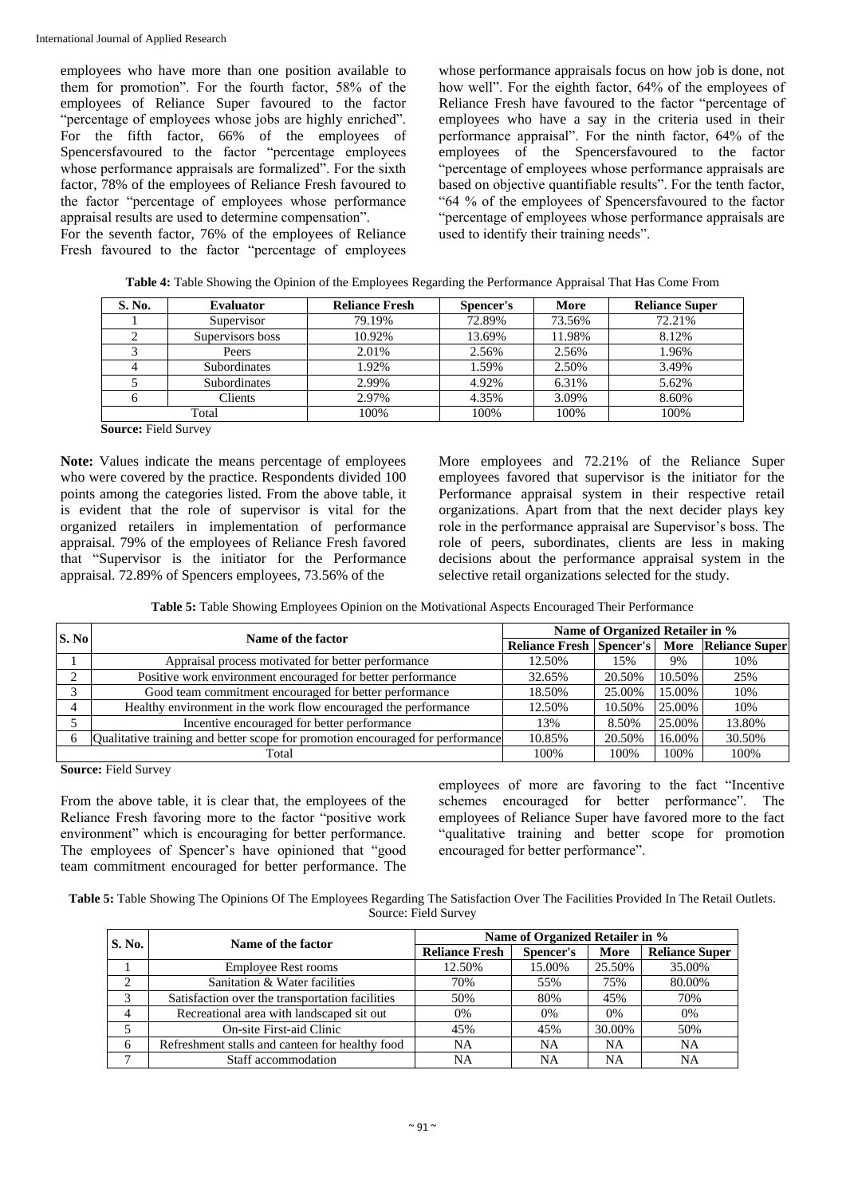employees who have more than one position available to them for promotion". For the fourth factor, 58% of the employees of Reliance Super favoured to the factor "percentage of employees whose jobs are highly enriched". For the fifth factor, 66% of the employees of Spencersfavoured to the factor "percentage employees whose performance appraisals are formalized". For the sixth factor, 78% of the employees of Reliance Fresh favoured to the factor "percentage of employees whose performance appraisal results are used to determine compensation".

For the seventh factor, 76% of the employees of Reliance Fresh favoured to the factor "percentage of employees whose performance appraisals focus on how job is done, not how well". For the eighth factor, 64% of the employees of Reliance Fresh have favoured to the factor "percentage of employees who have a say in the criteria used in their performance appraisal". For the ninth factor, 64% of the employees of the Spencersfavoured to the factor "percentage of employees whose performance appraisals are based on objective quantifiable results". For the tenth factor, "64 % of the employees of Spencersfavoured to the factor "percentage of employees whose performance appraisals are used to identify their training needs".

**Table 4:** Table Showing the Opinion of the Employees Regarding the Performance Appraisal That Has Come From

| S. No. | Evaluator | Reliance Fresh | Spencer's | More | Reliance Super |
|---|---|---|---|---|---|
| 1 | Supervisor | 79.19% | 72.89% | 73.56% | 72.21% |
| 2 | Supervisors boss | 10.92% | 13.69% | 11.98% | 8.12% |
| 3 | Peers | 2.01% | 2.56% | 2.56% | 1.96% |
| 4 | Subordinates | 1.92% | 1.59% | 2.50% | 3.49% |
| 5 | Subordinates | 2.99% | 4.92% | 6.31% | 5.62% |
| 6 | Clients | 2.97% | 4.35% | 3.09% | 8.60% |
| Total | | 100% | 100% | 100% | 100% |

**Source:** Field Survey

**Note:** Values indicate the means percentage of employees who were covered by the practice. Respondents divided 100 points among the categories listed. From the above table, it is evident that the role of supervisor is vital for the organized retailers in implementation of performance appraisal. 79% of the employees of Reliance Fresh favored that "Supervisor is the initiator for the Performance appraisal. 72.89% of Spencers employees, 73.56% of the More employees and 72.21% of the Reliance Super employees favored that supervisor is the initiator for the Performance appraisal system in their respective retail organizations. Apart from that the next decider plays key role in the performance appraisal are Supervisor's boss. The role of peers, subordinates, clients are less in making decisions about the performance appraisal system in the selective retail organizations selected for the study.

**Table 5:** Table Showing Employees Opinion on the Motivational Aspects Encouraged Their Performance

| S. No | Name of the factor | Name of Organized Retailer in % | | | |
|---|---|---|---|---|---|
| | | Reliance Fresh | Spencer's | More | Reliance Super |
| 1 | Appraisal process motivated for better performance | 12.50% | 15% | 9% | 10% |
| 2 | Positive work environment encouraged for better performance | 32.65% | 20.50% | 10.50% | 25% |
| 3 | Good team commitment encouraged for better performance | 18.50% | 25.00% | 15.00% | 10% |
| 4 | Healthy environment in the work flow encouraged the performance | 12.50% | 10.50% | 25.00% | 10% |
| 5 | Incentive encouraged for better performance | 13% | 8.50% | 25.00% | 13.80% |
| 6 | Qualitative training and better scope for promotion encouraged for performance | 10.85% | 20.50% | 16.00% | 30.50% |
| Total | | 100% | 100% | 100% | 100% |

**Source:** Field Survey

From the above table, it is clear that, the employees of the Reliance Fresh favoring more to the factor "positive work environment" which is encouraging for better performance. The employees of Spencer's have opinioned that "good team commitment encouraged for better performance. The employees of more are favoring to the fact "Incentive schemes encouraged for better performance". The employees of Reliance Super have favored more to the fact "qualitative training and better scope for promotion encouraged for better performance".

**Table 5:** Table Showing The Opinions Of The Employees Regarding The Satisfaction Over The Facilities Provided In The Retail Outlets.
Source: Field Survey

| S. No. | Name of the factor | Name of Organized Retailer in % | | | |
|---|---|---|---|---|---|
| | | Reliance Fresh | Spencer's | More | Reliance Super |
| 1 | Employee Rest rooms | 12.50% | 15.00% | 25.50% | 35.00% |
| 2 | Sanitation & Water facilities | 70% | 55% | 75% | 80.00% |
| 3 | Satisfaction over the transportation facilities | 50% | 80% | 45% | 70% |
| 4 | Recreational area with landscaped sit out | 0% | 0% | 0% | 0% |
| 5 | On-site First-aid Clinic | 45% | 45% | 30.00% | 50% |
| 6 | Refreshment stalls and canteen for healthy food | NA | NA | NA | NA |
| 7 | Staff accommodation | NA | NA | NA | NA |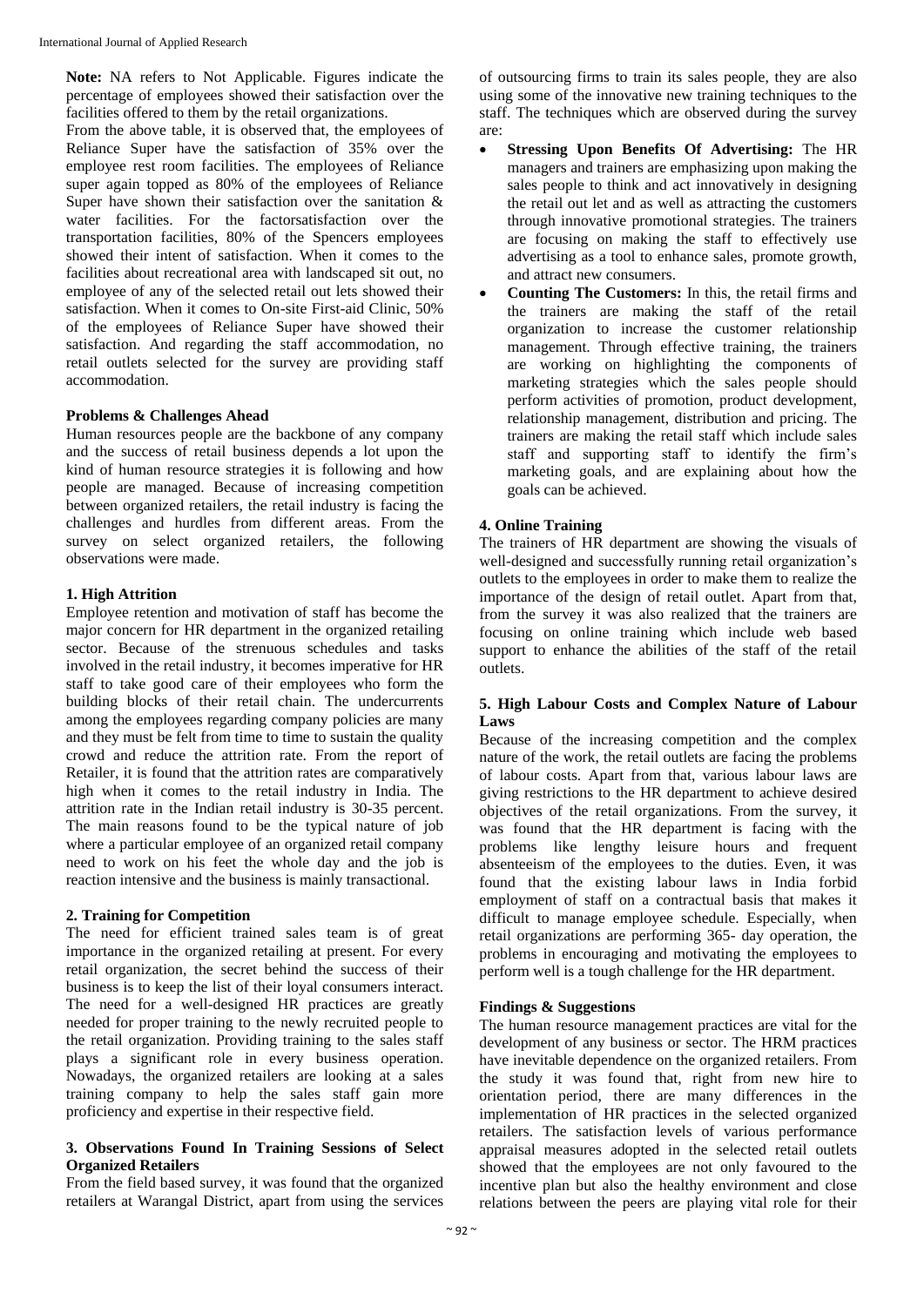**Note:** NA refers to Not Applicable. Figures indicate the percentage of employees showed their satisfaction over the facilities offered to them by the retail organizations.

From the above table, it is observed that, the employees of Reliance Super have the satisfaction of 35% over the employee rest room facilities. The employees of Reliance super again topped as 80% of the employees of Reliance Super have shown their satisfaction over the sanitation & water facilities. For the factorsatisfaction over the transportation facilities, 80% of the Spencers employees showed their intent of satisfaction. When it comes to the facilities about recreational area with landscaped sit out, no employee of any of the selected retail out lets showed their satisfaction. When it comes to On-site First-aid Clinic, 50% of the employees of Reliance Super have showed their satisfaction. And regarding the staff accommodation, no retail outlets selected for the survey are providing staff accommodation.

### Problems & Challenges Ahead

Human resources people are the backbone of any company and the success of retail business depends a lot upon the kind of human resource strategies it is following and how people are managed. Because of increasing competition between organized retailers, the retail industry is facing the challenges and hurdles from different areas. From the survey on select organized retailers, the following observations were made.

#### 1. High Attrition

Employee retention and motivation of staff has become the major concern for HR department in the organized retailing sector. Because of the strenuous schedules and tasks involved in the retail industry, it becomes imperative for HR staff to take good care of their employees who form the building blocks of their retail chain. The undercurrents among the employees regarding company policies are many and they must be felt from time to time to sustain the quality crowd and reduce the attrition rate. From the report of Retailer, it is found that the attrition rates are comparatively high when it comes to the retail industry in India. The attrition rate in the Indian retail industry is 30-35 percent. The main reasons found to be the typical nature of job where a particular employee of an organized retail company need to work on his feet the whole day and the job is reaction intensive and the business is mainly transactional.

#### 2. Training for Competition

The need for efficient trained sales team is of great importance in the organized retailing at present. For every retail organization, the secret behind the success of their business is to keep the list of their loyal consumers interact. The need for a well-designed HR practices are greatly needed for proper training to the newly recruited people to the retail organization. Providing training to the sales staff plays a significant role in every business operation. Nowadays, the organized retailers are looking at a sales training company to help the sales staff gain more proficiency and expertise in their respective field.

#### 3. Observations Found In Training Sessions of Select Organized Retailers

From the field based survey, it was found that the organized retailers at Warangal District, apart from using the services of outsourcing firms to train its sales people, they are also using some of the innovative new training techniques to the staff. The techniques which are observed during the survey are:

- **Stressing Upon Benefits Of Advertising:** The HR managers and trainers are emphasizing upon making the sales people to think and act innovatively in designing the retail out let and as well as attracting the customers through innovative promotional strategies. The trainers are focusing on making the staff to effectively use advertising as a tool to enhance sales, promote growth, and attract new consumers.
- **Counting The Customers:** In this, the retail firms and the trainers are making the staff of the retail organization to increase the customer relationship management. Through effective training, the trainers are working on highlighting the components of marketing strategies which the sales people should perform activities of promotion, product development, relationship management, distribution and pricing. The trainers are making the retail staff which include sales staff and supporting staff to identify the firm's marketing goals, and are explaining about how the goals can be achieved.

#### 4. Online Training

The trainers of HR department are showing the visuals of well-designed and successfully running retail organization's outlets to the employees in order to make them to realize the importance of the design of retail outlet. Apart from that, from the survey it was also realized that the trainers are focusing on online training which include web based support to enhance the abilities of the staff of the retail outlets.

#### 5. High Labour Costs and Complex Nature of Labour Laws

Because of the increasing competition and the complex nature of the work, the retail outlets are facing the problems of labour costs. Apart from that, various labour laws are giving restrictions to the HR department to achieve desired objectives of the retail organizations. From the survey, it was found that the HR department is facing with the problems like lengthy leisure hours and frequent absenteeism of the employees to the duties. Even, it was found that the existing labour laws in India forbid employment of staff on a contractual basis that makes it difficult to manage employee schedule. Especially, when retail organizations are performing 365- day operation, the problems in encouraging and motivating the employees to perform well is a tough challenge for the HR department.

### Findings & Suggestions

The human resource management practices are vital for the development of any business or sector. The HRM practices have inevitable dependence on the organized retailers. From the study it was found that, right from new hire to orientation period, there are many differences in the implementation of HR practices in the selected organized retailers. The satisfaction levels of various performance appraisal measures adopted in the selected retail outlets showed that the employees are not only favoured to the incentive plan but also the healthy environment and close relations between the peers are playing vital role for their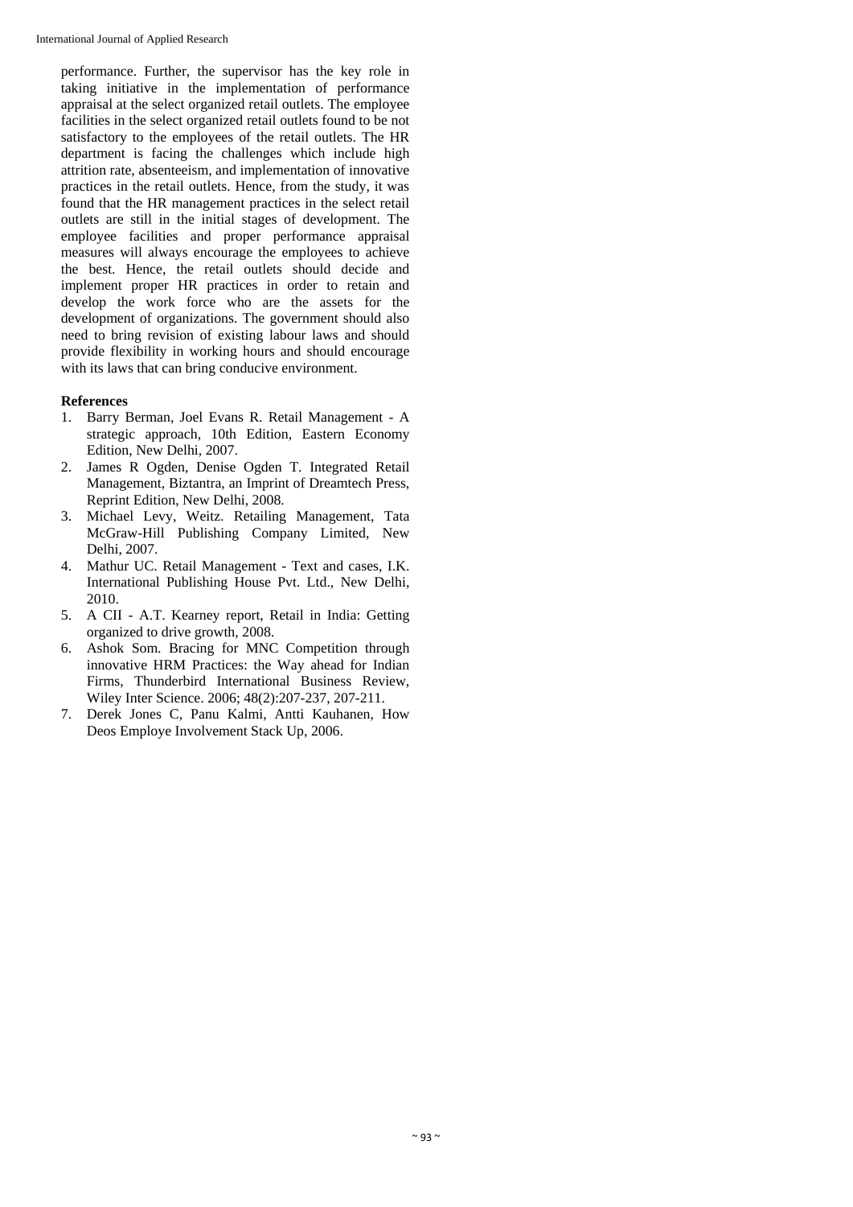performance. Further, the supervisor has the key role in taking initiative in the implementation of performance appraisal at the select organized retail outlets. The employee facilities in the select organized retail outlets found to be not satisfactory to the employees of the retail outlets. The HR department is facing the challenges which include high attrition rate, absenteeism, and implementation of innovative practices in the retail outlets. Hence, from the study, it was found that the HR management practices in the select retail outlets are still in the initial stages of development. The employee facilities and proper performance appraisal measures will always encourage the employees to achieve the best. Hence, the retail outlets should decide and implement proper HR practices in order to retain and develop the work force who are the assets for the development of organizations. The government should also need to bring revision of existing labour laws and should provide flexibility in working hours and should encourage with its laws that can bring conducive environment.

## References

1. Barry Berman, Joel Evans R. Retail Management - A strategic approach, 10th Edition, Eastern Economy Edition, New Delhi, 2007.
2. James R Ogden, Denise Ogden T. Integrated Retail Management, Biztantra, an Imprint of Dreamtech Press, Reprint Edition, New Delhi, 2008.
3. Michael Levy, Weitz. Retailing Management, Tata McGraw-Hill Publishing Company Limited, New Delhi, 2007.
4. Mathur UC. Retail Management - Text and cases, I.K. International Publishing House Pvt. Ltd., New Delhi, 2010.
5. A CII - A.T. Kearney report, Retail in India: Getting organized to drive growth, 2008.
6. Ashok Som. Bracing for MNC Competition through innovative HRM Practices: the Way ahead for Indian Firms, Thunderbird International Business Review, Wiley Inter Science. 2006; 48(2):207-237, 207-211.
7. Derek Jones C, Panu Kalmi, Antti Kauhanen, How Deos Employe Involvement Stack Up, 2006.